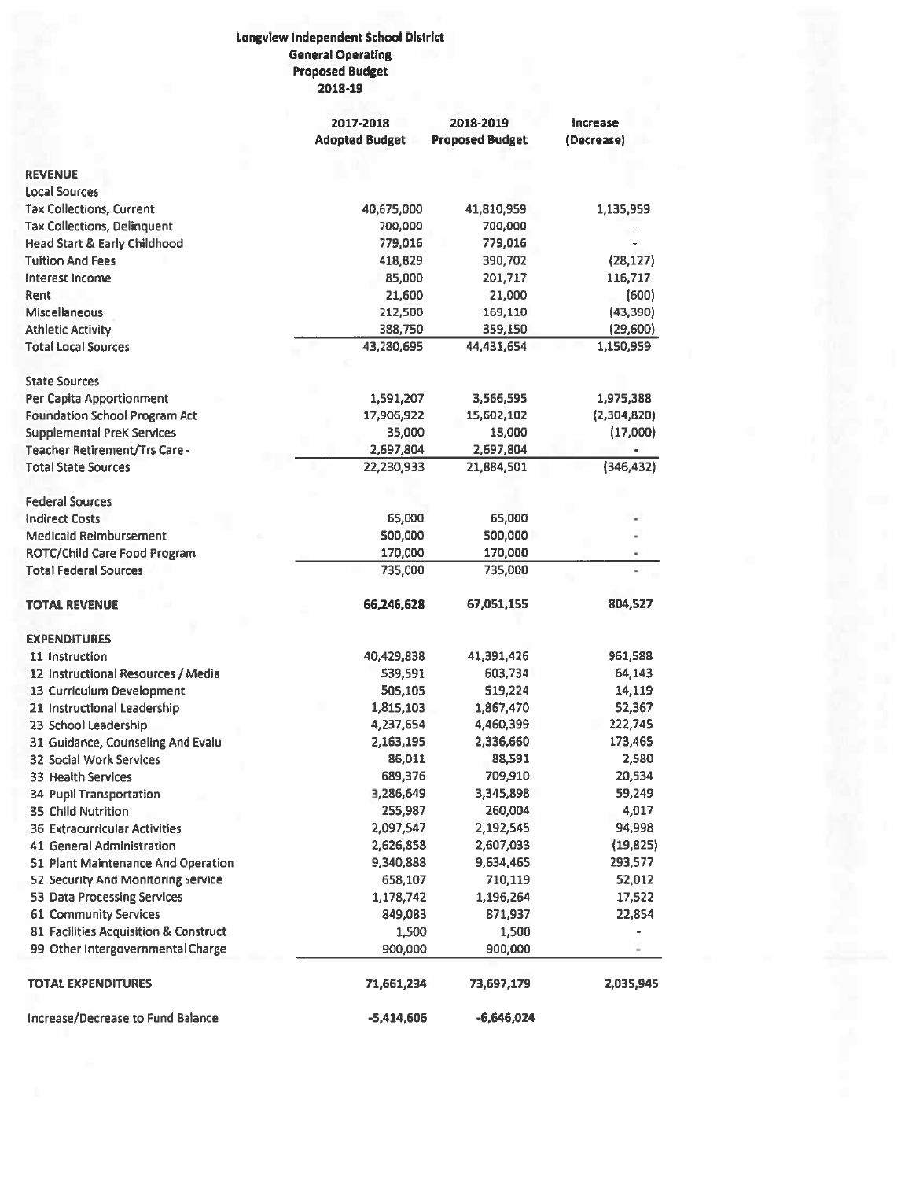# Longview Independent School District
## General Operating
## Proposed Budget
## 2018-19

| | 2017-2018 Adopted Budget | 2018-2019 Proposed Budget | Increase (Decrease) |
|---|---|---|---|
| **REVENUE** | | | |
| Local Sources | | | |
| Tax Collections, Current | 40,675,000 | 41,810,959 | 1,135,959 |
| Tax Collections, Delinquent | 700,000 | 700,000 | - |
| Head Start & Early Childhood | 779,016 | 779,016 | - |
| Tuition And Fees | 418,829 | 390,702 | (28,127) |
| Interest Income | 85,000 | 201,717 | 116,717 |
| Rent | 21,600 | 21,000 | (600) |
| Miscellaneous | 212,500 | 169,110 | (43,390) |
| Athletic Activity | 388,750 | 359,150 | (29,600) |
| Total Local Sources | 43,280,695 | 44,431,654 | 1,150,959 |
| | | | |
| State Sources | | | |
| Per Capita Apportionment | 1,591,207 | 3,566,595 | 1,975,388 |
| Foundation School Program Act | 17,906,922 | 15,602,102 | (2,304,820) |
| Supplemental PreK Services | 35,000 | 18,000 | (17,000) |
| Teacher Retirement/Trs Care - | 2,697,804 | 2,697,804 | - |
| Total State Sources | 22,230,933 | 21,884,501 | (346,432) |
| | | | |
| Federal Sources | | | |
| Indirect Costs | 65,000 | 65,000 | - |
| Medicaid Reimbursement | 500,000 | 500,000 | - |
| ROTC/Child Care Food Program | 170,000 | 170,000 | - |
| Total Federal Sources | 735,000 | 735,000 | - |
| | | | |
| **TOTAL REVENUE** | **66,246,628** | **67,051,155** | **804,527** |
| | | | |
| **EXPENDITURES** | | | |
| 11 Instruction | 40,429,838 | 41,391,426 | 961,588 |
| 12 Instructional Resources / Media | 539,591 | 603,734 | 64,143 |
| 13 Curriculum Development | 505,105 | 519,224 | 14,119 |
| 21 Instructional Leadership | 1,815,103 | 1,867,470 | 52,367 |
| 23 School Leadership | 4,237,654 | 4,460,399 | 222,745 |
| 31 Guidance, Counseling And Evalu | 2,163,195 | 2,336,660 | 173,465 |
| 32 Social Work Services | 86,011 | 88,591 | 2,580 |
| 33 Health Services | 689,376 | 709,910 | 20,534 |
| 34 Pupil Transportation | 3,286,649 | 3,345,898 | 59,249 |
| 35 Child Nutrition | 255,987 | 260,004 | 4,017 |
| 36 Extracurricular Activities | 2,097,547 | 2,192,545 | 94,998 |
| 41 General Administration | 2,626,858 | 2,607,033 | (19,825) |
| 51 Plant Maintenance And Operation | 9,340,888 | 9,634,465 | 293,577 |
| 52 Security And Monitoring Service | 658,107 | 710,119 | 52,012 |
| 53 Data Processing Services | 1,178,742 | 1,196,264 | 17,522 |
| 61 Community Services | 849,083 | 871,937 | 22,854 |
| 81 Facilities Acquisition & Construct | 1,500 | 1,500 | - |
| 99 Other Intergovernmental Charge | 900,000 | 900,000 | - |
| | | | |
| **TOTAL EXPENDITURES** | **71,661,234** | **73,697,179** | **2,035,945** |
| | | | |
| Increase/Decrease to Fund Balance | **-5,414,606** | **-6,646,024** | |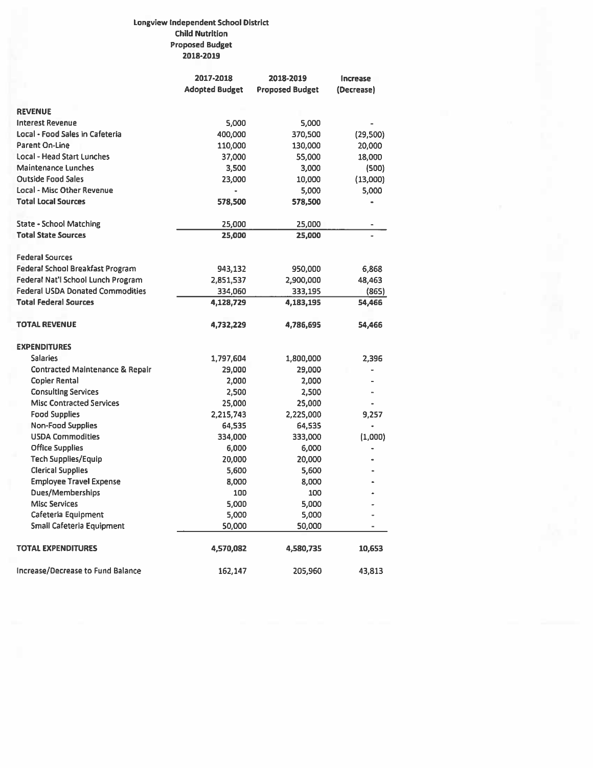# Longview Independent School District
## Child Nutrition
## Proposed Budget
## 2018-2019

| | 2017-2018 Adopted Budget | 2018-2019 Proposed Budget | Increase (Decrease) |
|---|---|---|---|
| **REVENUE** | | | |
| Interest Revenue | 5,000 | 5,000 | - |
| Local - Food Sales in Cafeteria | 400,000 | 370,500 | (29,500) |
| Parent On-Line | 110,000 | 130,000 | 20,000 |
| Local - Head Start Lunches | 37,000 | 55,000 | 18,000 |
| Maintenance Lunches | 3,500 | 3,000 | (500) |
| Outside Food Sales | 23,000 | 10,000 | (13,000) |
| Local - Misc Other Revenue | - | 5,000 | 5,000 |
| **Total Local Sources** | **578,500** | **578,500** | - |
| | | | |
| State - School Matching | 25,000 | 25,000 | - |
| **Total State Sources** | **25,000** | **25,000** | - |
| | | | |
| Federal Sources | | | |
| Federal School Breakfast Program | 943,132 | 950,000 | 6,868 |
| Federal Nat'l School Lunch Program | 2,851,537 | 2,900,000 | 48,463 |
| Federal USDA Donated Commodities | 334,060 | 333,195 | (865) |
| **Total Federal Sources** | **4,128,729** | **4,183,195** | **54,466** |
| | | | |
| **TOTAL REVENUE** | **4,732,229** | **4,786,695** | **54,466** |
| | | | |
| **EXPENDITURES** | | | |
| Salaries | 1,797,604 | 1,800,000 | 2,396 |
| Contracted Maintenance & Repair | 29,000 | 29,000 | - |
| Copier Rental | 2,000 | 2,000 | - |
| Consulting Services | 2,500 | 2,500 | - |
| Misc Contracted Services | 25,000 | 25,000 | - |
| Food Supplies | 2,215,743 | 2,225,000 | 9,257 |
| Non-Food Supplies | 64,535 | 64,535 | - |
| USDA Commodities | 334,000 | 333,000 | (1,000) |
| Office Supplies | 6,000 | 6,000 | - |
| Tech Supplies/Equip | 20,000 | 20,000 | - |
| Clerical Supplies | 5,600 | 5,600 | - |
| Employee Travel Expense | 8,000 | 8,000 | - |
| Dues/Memberships | 100 | 100 | - |
| Misc Services | 5,000 | 5,000 | - |
| Cafeteria Equipment | 5,000 | 5,000 | - |
| Small Cafeteria Equipment | 50,000 | 50,000 | - |
| | | | |
| **TOTAL EXPENDITURES** | **4,570,082** | **4,580,735** | **10,653** |
| | | | |
| Increase/Decrease to Fund Balance | 162,147 | 205,960 | 43,813 |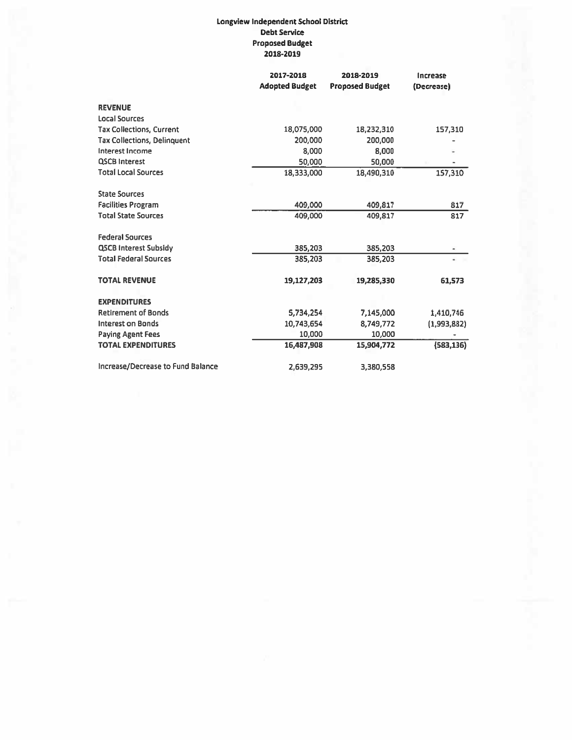**Longview Independent School District**
**Debt Service**
**Proposed Budget**
**2018-2019**

| | 2017-2018 Adopted Budget | 2018-2019 Proposed Budget | Increase (Decrease) |
|---|---|---|---|
| **REVENUE** | | | |
| Local Sources | | | |
| Tax Collections, Current | 18,075,000 | 18,232,310 | 157,310 |
| Tax Collections, Delinquent | 200,000 | 200,000 | - |
| Interest Income | 8,000 | 8,000 | - |
| QSCB Interest | 50,000 | 50,000 | - |
| Total Local Sources | 18,333,000 | 18,490,310 | 157,310 |
| | | | |
| State Sources | | | |
| Facilities Program | 409,000 | 409,817 | 817 |
| Total State Sources | 409,000 | 409,817 | 817 |
| | | | |
| Federal Sources | | | |
| QSCB Interest Subsidy | 385,203 | 385,203 | - |
| Total Federal Sources | 385,203 | 385,203 | - |
| | | | |
| **TOTAL REVENUE** | **19,127,203** | **19,285,330** | **61,573** |
| | | | |
| **EXPENDITURES** | | | |
| Retirement of Bonds | 5,734,254 | 7,145,000 | 1,410,746 |
| Interest on Bonds | 10,743,654 | 8,749,772 | (1,993,882) |
| Paying Agent Fees | 10,000 | 10,000 | - |
| **TOTAL EXPENDITURES** | **16,487,908** | **15,904,772** | **(583,136)** |
| | | | |
| Increase/Decrease to Fund Balance | 2,639,295 | 3,380,558 | |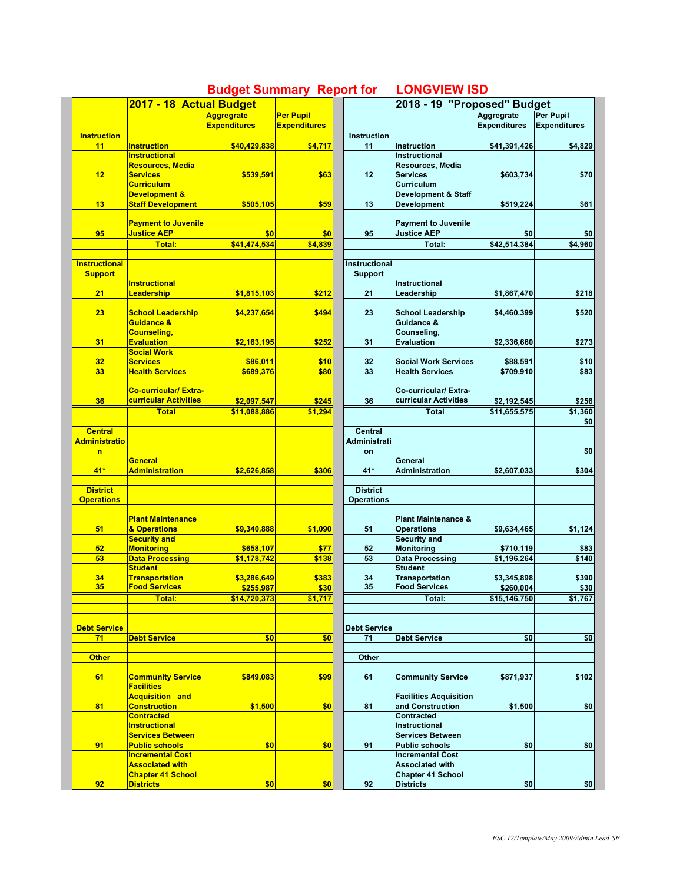# Budget Summary Report for LONGVIEW ISD

| | 2017 - 18 Actual Budget | | | | 2018 - 19 "Proposed" Budget | | |
|---|---|---|---|---|---|---|---|
| | | Aggregate Expenditures | Per Pupil Expenditures | | | Aggregate Expenditures | Per Pupil Expenditures |
| Instruction | | | | Instruction | | | |
| 11 | Instruction | $40,429,838 | $4,717 | 11 | Instruction | $41,391,426 | $4,829 |
| 12 | Instructional Resources, Media Services | $539,591 | $63 | 12 | Instructional Resources, Media Services | $603,734 | $70 |
| 13 | Curriculum Development & Staff Development | $505,105 | $59 | 13 | Curriculum Development & Staff Development | $519,224 | $61 |
| 95 | Payment to Juvenile Justice AEP | $0 | $0 | 95 | Payment to Juvenile Justice AEP | $0 | $0 |
| | Total: | $41,474,534 | $4,839 | | Total: | $42,514,384 | $4,960 |
| Instructional Support | | | | Instructional Support | | | |
| 21 | Instructional Leadership | $1,815,103 | $212 | 21 | Instructional Leadership | $1,867,470 | $218 |
| 23 | School Leadership | $4,237,654 | $494 | 23 | School Leadership | $4,460,399 | $520 |
| 31 | Guidance & Counseling, Evaluation | $2,163,195 | $252 | 31 | Guidance & Counseling, Evaluation | $2,336,660 | $273 |
| 32 | Social Work Services | $86,011 | $10 | 32 | Social Work Services | $88,591 | $10 |
| 33 | Health Services | $689,376 | $80 | 33 | Health Services | $709,910 | $83 |
| 36 | Co-curricular/ Extra-curricular Activities | $2,097,547 | $245 | 36 | Co-curricular/ Extra-curricular Activities | $2,192,545 | $256 |
| | Total | $11,088,886 | $1,294 | | Total | $11,655,575 | $1,360 |
| | | | | | | | $0 |
| Central Administration | | | | Central Administration | | | $0 |
| 41* | General Administration | $2,626,858 | $306 | 41* | General Administration | $2,607,033 | $304 |
| District Operations | | | | District Operations | | | |
| 51 | Plant Maintenance & Operations | $9,340,888 | $1,090 | 51 | Plant Maintenance & Operations | $9,634,465 | $1,124 |
| 52 | Security and Monitoring | $658,107 | $77 | 52 | Security and Monitoring | $710,119 | $83 |
| 53 | Data Processing | $1,178,742 | $138 | 53 | Data Processing | $1,196,264 | $140 |
| 34 | Student Transportation | $3,286,649 | $383 | 34 | Student Transportation | $3,345,898 | $390 |
| 35 | Food Services | $255,987 | $30 | 35 | Food Services | $260,004 | $30 |
| | Total: | $14,720,373 | $1,717 | | Total: | $15,146,750 | $1,767 |
| Debt Service | | | | Debt Service | | | |
| 71 | Debt Service | $0 | $0 | 71 | Debt Service | $0 | $0 |
| Other | | | | Other | | | |
| 61 | Community Service | $849,083 | $99 | 61 | Community Service | $871,937 | $102 |
| 81 | Facilities Acquisition and Construction | $1,500 | $0 | 81 | Facilities Acquisition and Construction | $1,500 | $0 |
| 91 | Contracted Instructional Services Between Public schools | $0 | $0 | 91 | Contracted Instructional Services Between Public schools | $0 | $0 |
| 92 | Incremental Cost Associated with Chapter 41 School Districts | $0 | $0 | 92 | Incremental Cost Associated with Chapter 41 School Districts | $0 | $0 |

*ESC 12/Template/May 2009/Admin Lead-SF*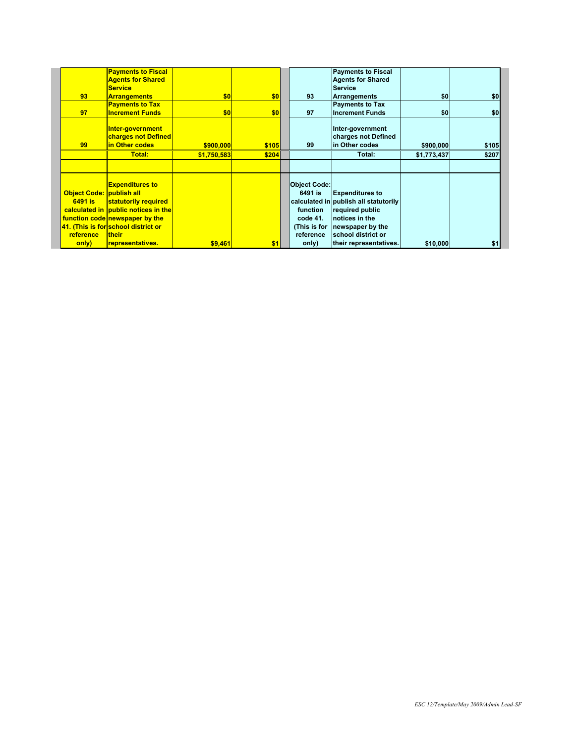| | | | | | | | |
|---|---|---|---|---|---|---|---|
| 93 | Payments to Fiscal Agents for Shared Service Arrangements | $0 | $0 | 93 | Payments to Fiscal Agents for Shared Service Arrangements | $0 | $0 |
| 97 | Payments to Tax Increment Funds | $0 | $0 | 97 | Payments to Tax Increment Funds | $0 | $0 |
| 99 | Inter-government charges not Defined in Other codes | $900,000 | $105 | 99 | Inter-government charges not Defined in Other codes | $900,000 | $105 |
| | Total: | $1,750,583 | $204 | | Total: | $1,773,437 | $207 |
| | | | | | | | |
| Object Code: 6491 is calculated in function code 41. (This is for reference only) | Expenditures to publish all statutorily required public notices in the newspaper by the school district or their representatives. | $9,461 | $1 | Object Code: 6491 is calculated in function code 41. (This is for reference only) | Expenditures to publish all statutorily required public notices in the newspaper by the school district or their representatives. | $10,000 | $1 |

*ESC 12/Template/May 2009/Admin Lead-SF*